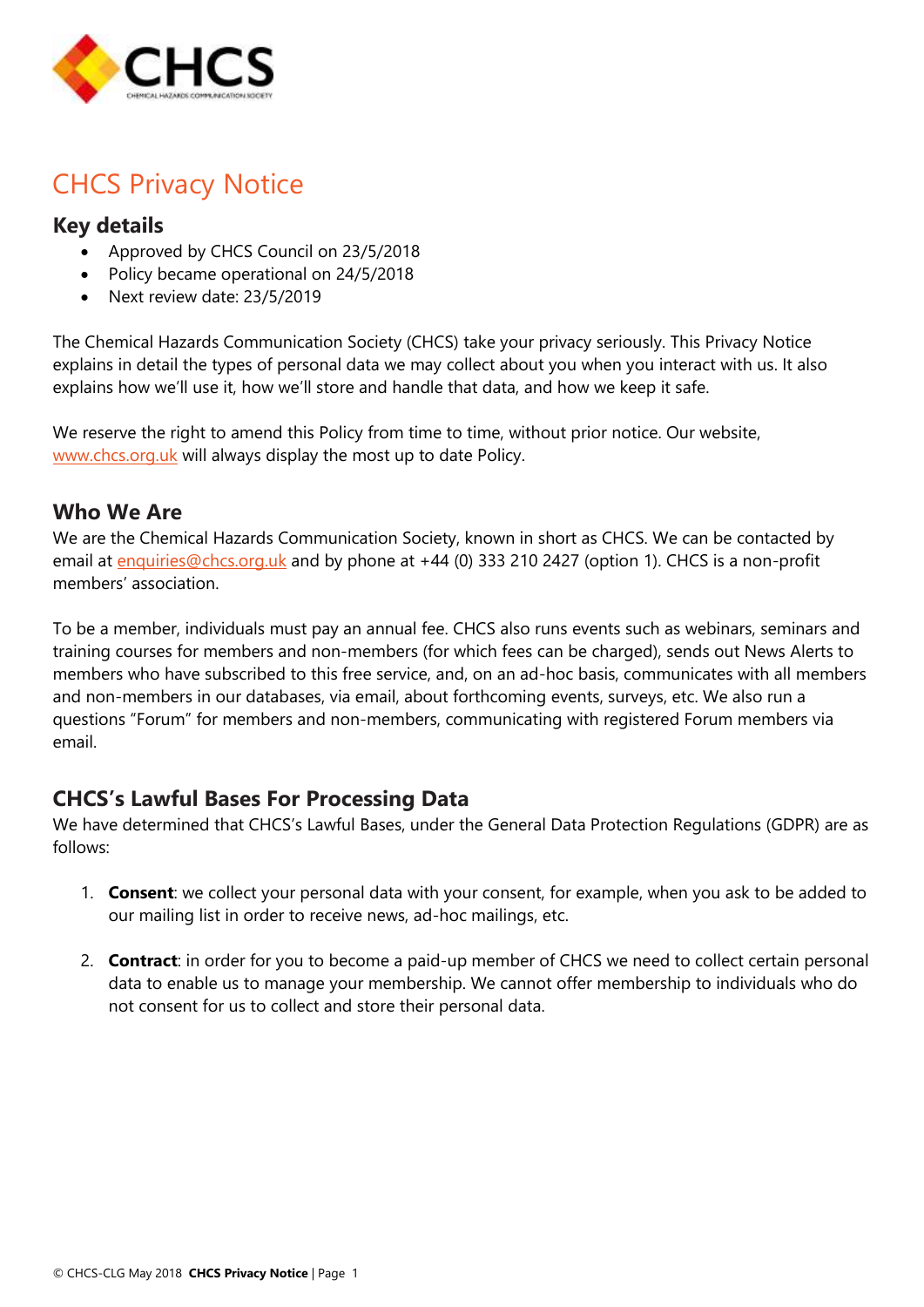# CHCS Privacy Notice

## Key details

- Approved by CHCS Council on 23/5/2018
- Policy became operational on 24/5/2018
- Next review date: 23/5/2019

The Chemical Hazards Communication Society (CHCS) take your privacy seriously. This Privacy Notice explains in detail the types of personal data we may collect about you when you interact with us. It also explains how we'll use it, how we'll store and handle that data, and how we keep it safe.

We reserve the right to amend this Policy from time to time, without prior notice. Our website, www.chcs.org.uk will always display the most up to date Policy.

## Who We Are

We are the Chemical Hazards Communication Society, known in short as CHCS. We can be contacted by email at enquiries@chcs.org.uk and by phone at +44 (0) 333 210 2427 (option 1). CHCS is a non-profit members' association.

To be a member, individuals must pay an annual fee. CHCS also runs events such as webinars, seminars and training courses for members and non-members (for which fees can be charged), sends out News Alerts to members who have subscribed to this free service, and, on an ad-hoc basis, communicates with all members and non-members in our databases, via email, about forthcoming events, surveys, etc. We also run a questions "Forum" for members and non-members, communicating with registered Forum members via email.

## CHCS's Lawful Bases For Processing Data

We have determined that CHCS's Lawful Bases, under the General Data Protection Regulations (GDPR) are as follows:

1. **Consent**: we collect your personal data with your consent, for example, when you ask to be added to our mailing list in order to receive news, ad-hoc mailings, etc.

2. **Contract**: in order for you to become a paid-up member of CHCS we need to collect certain personal data to enable us to manage your membership. We cannot offer membership to individuals who do not consent for us to collect and store their personal data.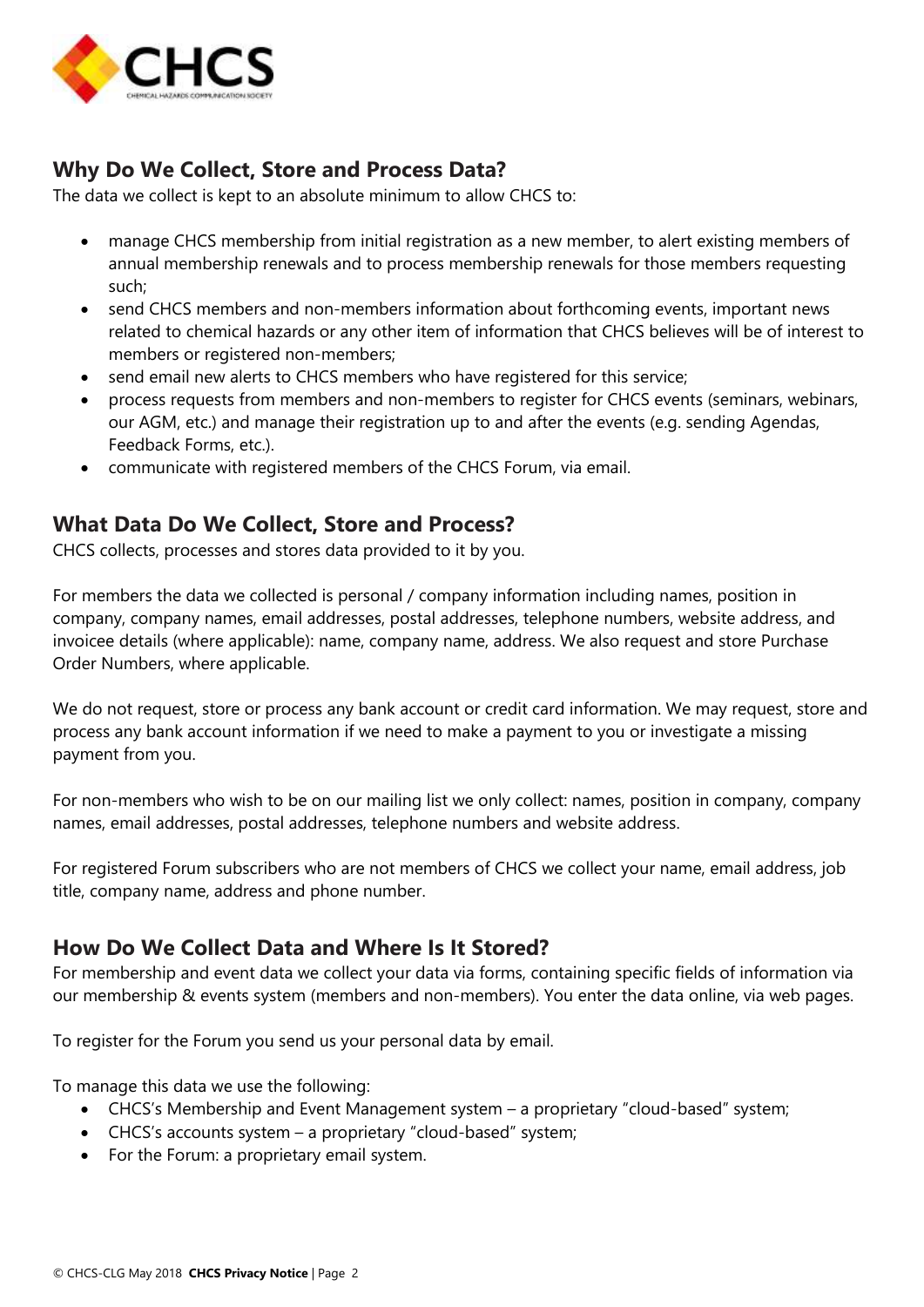## Why Do We Collect, Store and Process Data?

The data we collect is kept to an absolute minimum to allow CHCS to:

- manage CHCS membership from initial registration as a new member, to alert existing members of annual membership renewals and to process membership renewals for those members requesting such;
- send CHCS members and non-members information about forthcoming events, important news related to chemical hazards or any other item of information that CHCS believes will be of interest to members or registered non-members;
- send email new alerts to CHCS members who have registered for this service;
- process requests from members and non-members to register for CHCS events (seminars, webinars, our AGM, etc.) and manage their registration up to and after the events (e.g. sending Agendas, Feedback Forms, etc.).
- communicate with registered members of the CHCS Forum, via email.

## What Data Do We Collect, Store and Process?

CHCS collects, processes and stores data provided to it by you.

For members the data we collected is personal / company information including names, position in company, company names, email addresses, postal addresses, telephone numbers, website address, and invoicee details (where applicable): name, company name, address. We also request and store Purchase Order Numbers, where applicable.

We do not request, store or process any bank account or credit card information. We may request, store and process any bank account information if we need to make a payment to you or investigate a missing payment from you.

For non-members who wish to be on our mailing list we only collect: names, position in company, company names, email addresses, postal addresses, telephone numbers and website address.

For registered Forum subscribers who are not members of CHCS we collect your name, email address, job title, company name, address and phone number.

## How Do We Collect Data and Where Is It Stored?

For membership and event data we collect your data via forms, containing specific fields of information via our membership & events system (members and non-members). You enter the data online, via web pages.

To register for the Forum you send us your personal data by email.

To manage this data we use the following:

- CHCS's Membership and Event Management system – a proprietary "cloud-based" system;
- CHCS's accounts system – a proprietary "cloud-based" system;
- For the Forum: a proprietary email system.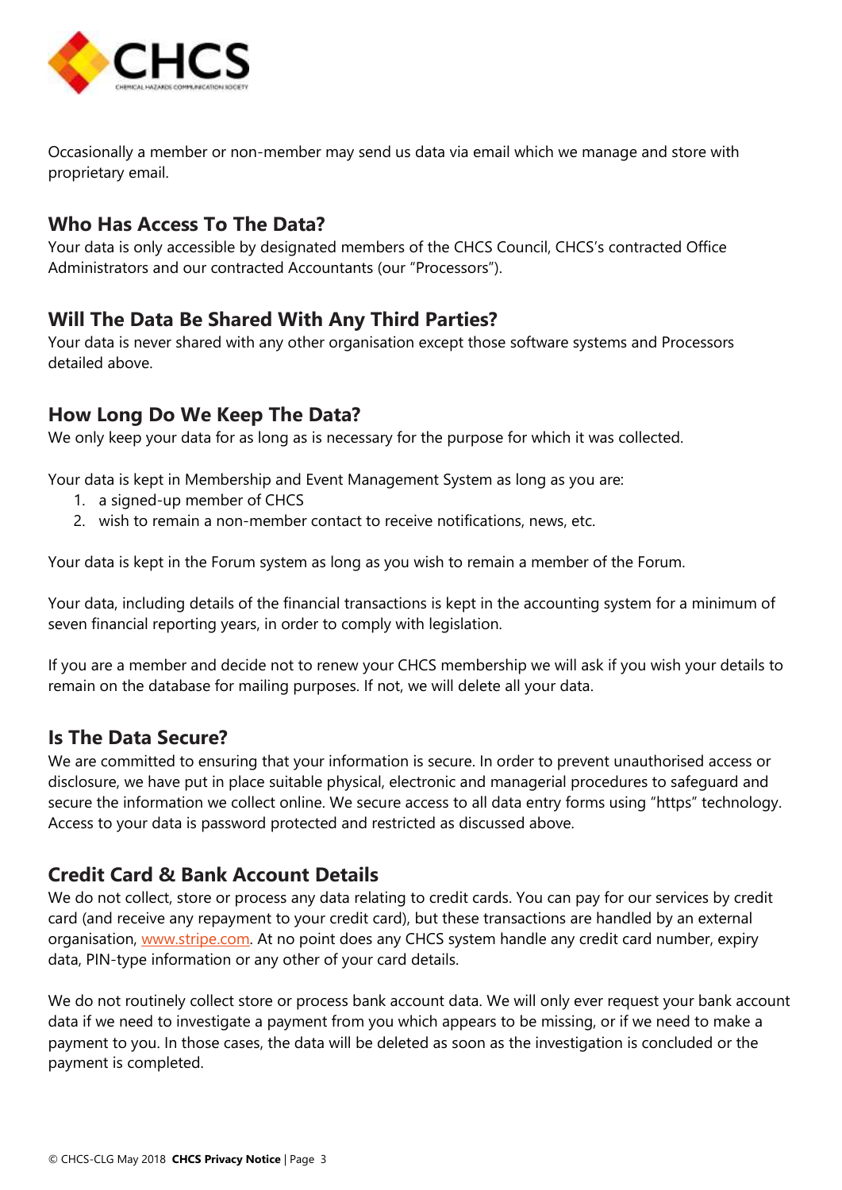Occasionally a member or non-member may send us data via email which we manage and store with proprietary email.

## Who Has Access To The Data?

Your data is only accessible by designated members of the CHCS Council, CHCS's contracted Office Administrators and our contracted Accountants (our "Processors").

## Will The Data Be Shared With Any Third Parties?

Your data is never shared with any other organisation except those software systems and Processors detailed above.

## How Long Do We Keep The Data?

We only keep your data for as long as is necessary for the purpose for which it was collected.

Your data is kept in Membership and Event Management System as long as you are:

1. a signed-up member of CHCS
2. wish to remain a non-member contact to receive notifications, news, etc.

Your data is kept in the Forum system as long as you wish to remain a member of the Forum.

Your data, including details of the financial transactions is kept in the accounting system for a minimum of seven financial reporting years, in order to comply with legislation.

If you are a member and decide not to renew your CHCS membership we will ask if you wish your details to remain on the database for mailing purposes. If not, we will delete all your data.

## Is The Data Secure?

We are committed to ensuring that your information is secure. In order to prevent unauthorised access or disclosure, we have put in place suitable physical, electronic and managerial procedures to safeguard and secure the information we collect online. We secure access to all data entry forms using "https" technology. Access to your data is password protected and restricted as discussed above.

## Credit Card & Bank Account Details

We do not collect, store or process any data relating to credit cards. You can pay for our services by credit card (and receive any repayment to your credit card), but these transactions are handled by an external organisation, [www.stripe.com](www.stripe.com). At no point does any CHCS system handle any credit card number, expiry data, PIN-type information or any other of your card details.

We do not routinely collect store or process bank account data. We will only ever request your bank account data if we need to investigate a payment from you which appears to be missing, or if we need to make a payment to you. In those cases, the data will be deleted as soon as the investigation is concluded or the payment is completed.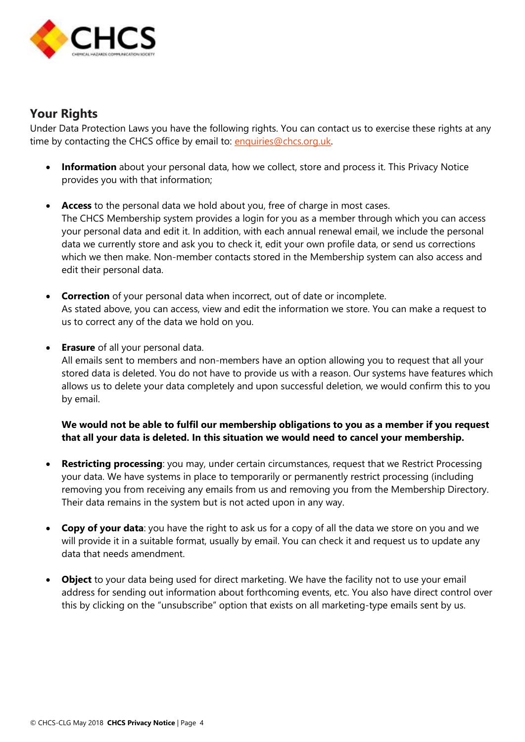## Your Rights

Under Data Protection Laws you have the following rights. You can contact us to exercise these rights at any time by contacting the CHCS office by email to: enquiries@chcs.org.uk.

- **Information** about your personal data, how we collect, store and process it. This Privacy Notice provides you with that information;

- **Access** to the personal data we hold about you, free of charge in most cases.
  The CHCS Membership system provides a login for you as a member through which you can access your personal data and edit it. In addition, with each annual renewal email, we include the personal data we currently store and ask you to check it, edit your own profile data, or send us corrections which we then make. Non-member contacts stored in the Membership system can also access and edit their personal data.

- **Correction** of your personal data when incorrect, out of date or incomplete.
  As stated above, you can access, view and edit the information we store. You can make a request to us to correct any of the data we hold on you.

- **Erasure** of all your personal data.
  All emails sent to members and non-members have an option allowing you to request that all your stored data is deleted. You do not have to provide us with a reason. Our systems have features which allows us to delete your data completely and upon successful deletion, we would confirm this to you by email.

  **We would not be able to fulfil our membership obligations to you as a member if you request that all your data is deleted. In this situation we would need to cancel your membership.**

- **Restricting processing**: you may, under certain circumstances, request that we Restrict Processing your data. We have systems in place to temporarily or permanently restrict processing (including removing you from receiving any emails from us and removing you from the Membership Directory. Their data remains in the system but is not acted upon in any way.

- **Copy of your data**: you have the right to ask us for a copy of all the data we store on you and we will provide it in a suitable format, usually by email. You can check it and request us to update any data that needs amendment.

- **Object** to your data being used for direct marketing. We have the facility not to use your email address for sending out information about forthcoming events, etc. You also have direct control over this by clicking on the "unsubscribe" option that exists on all marketing-type emails sent by us.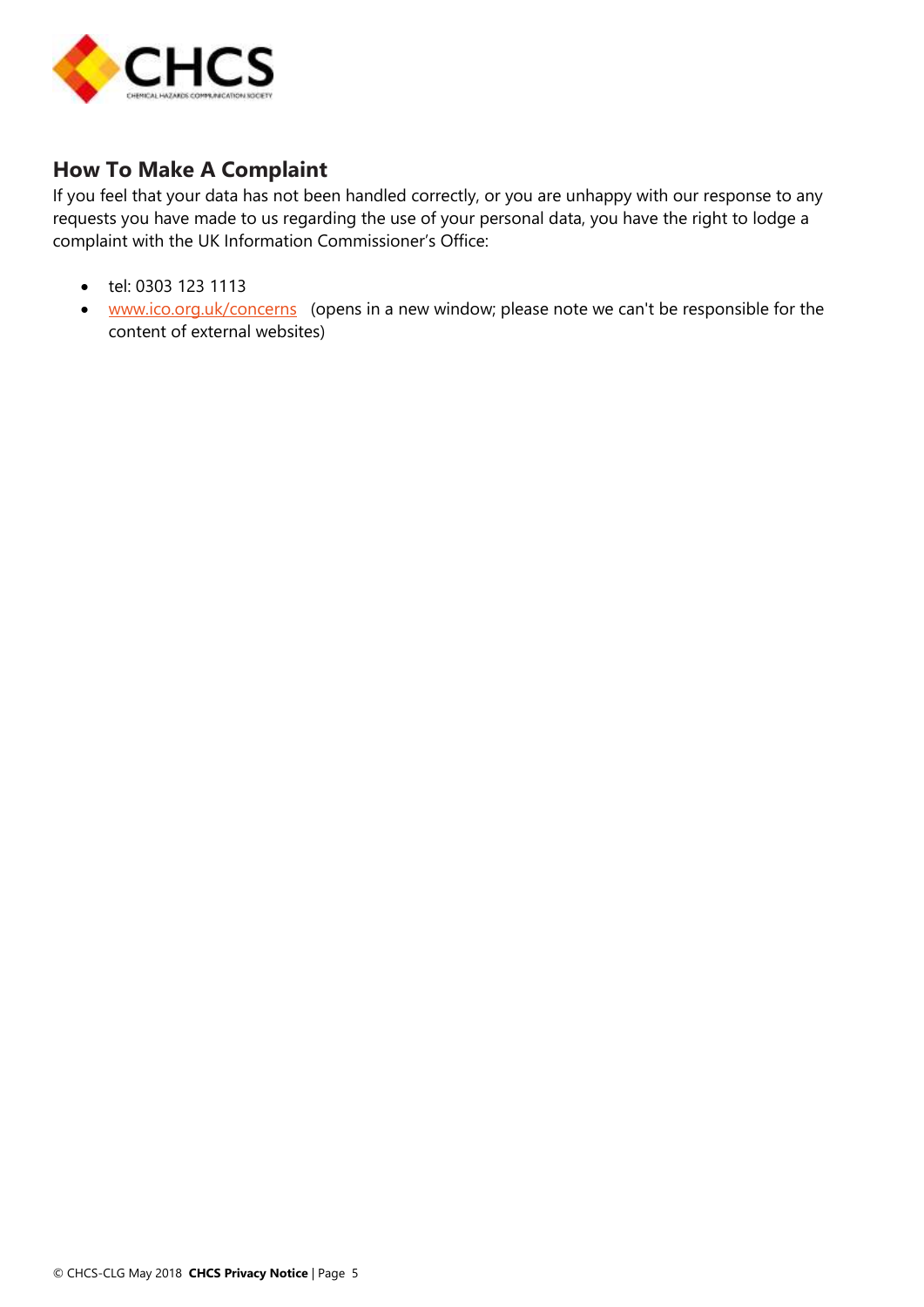## How To Make A Complaint

If you feel that your data has not been handled correctly, or you are unhappy with our response to any requests you have made to us regarding the use of your personal data, you have the right to lodge a complaint with the UK Information Commissioner's Office:

- tel: 0303 123 1113
- www.ico.org.uk/concerns (opens in a new window; please note we can't be responsible for the content of external websites)